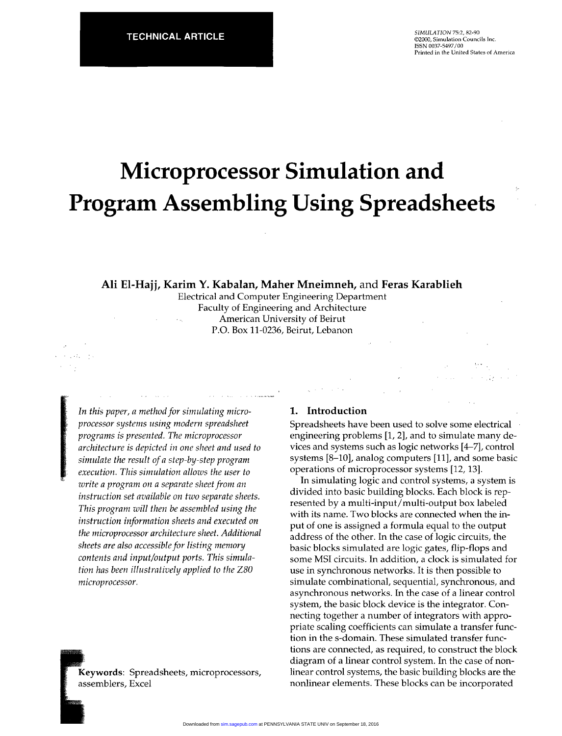TECHNICAL ARTICLE

# Microprocessor Simulation and Program Assembling Using Spreadsheets

**Ali El-Hajj, Karim Y. Kabalan, Maher Mneimneh,** and **Feras Karablieh**

Electrical and Computer Engineering Department
Faculty of Engineering and Architecture
American University of Beirut
P.O. Box 11-0236, Beirut, Lebanon

*In this paper, a method for simulating microprocessor systems using modern spreadsheet programs is presented. The microprocessor architecture is depicted in one sheet and used to simulate the result of a step-by-step program execution. This simulation allows the user to write a program on a separate sheet from an instruction set available on two separate sheets. This program will then be assembled using the instruction information sheets and executed on the microprocessor architecture sheet. Additional sheets are also accessible for listing memory contents and input/output ports. This simulation has been illustratively applied to the Z80 microprocessor.*

**Keywords**: Spreadsheets, microprocessors, assemblers, Excel

## 1. Introduction

Spreadsheets have been used to solve some electrical engineering problems [1, 2], and to simulate many devices and systems such as logic networks [4–7], control systems [8–10], analog computers [11], and some basic operations of microprocessor systems [12, 13].

In simulating logic and control systems, a system is divided into basic building blocks. Each block is represented by a multi-input/multi-output box labeled with its name. Two blocks are connected when the input of one is assigned a formula equal to the output address of the other. In the case of logic circuits, the basic blocks simulated are logic gates, flip-flops and some MSI circuits. In addition, a clock is simulated for use in synchronous networks. It is then possible to simulate combinational, sequential, synchronous, and asynchronous networks. In the case of a linear control system, the basic block device is the integrator. Connecting together a number of integrators with appropriate scaling coefficients can simulate a transfer function in the s-domain. These simulated transfer functions are connected, as required, to construct the block diagram of a linear control system. In the case of nonlinear control systems, the basic building blocks are the nonlinear elements. These blocks can be incorporated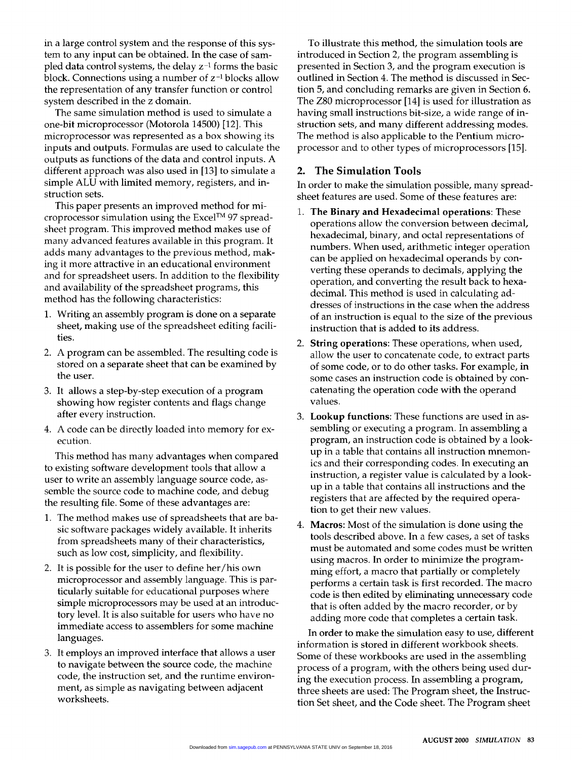in a large control system and the response of this system to any input can be obtained. In the case of sampled data control systems, the delay $z^{-1}$ forms the basic block. Connections using a number of $z^{-1}$ blocks allow the representation of any transfer function or control system described in the z domain.

The same simulation method is used to simulate a one-bit microprocessor (Motorola 14500) [12]. This microprocessor was represented as a box showing its inputs and outputs. Formulas are used to calculate the outputs as functions of the data and control inputs. A different approach was also used in [13] to simulate a simple ALU with limited memory, registers, and instruction sets.

This paper presents an improved method for microprocessor simulation using the Excel™ 97 spreadsheet program. This improved method makes use of many advanced features available in this program. It adds many advantages to the previous method, making it more attractive in an educational environment and for spreadsheet users. In addition to the flexibility and availability of the spreadsheet programs, this method has the following characteristics:

1. Writing an assembly program is done on a separate sheet, making use of the spreadsheet editing facilities.
2. A program can be assembled. The resulting code is stored on a separate sheet that can be examined by the user.
3. It allows a step-by-step execution of a program showing how register contents and flags change after every instruction.
4. A code can be directly loaded into memory for execution.

This method has many advantages when compared to existing software development tools that allow a user to write an assembly language source code, assemble the source code to machine code, and debug the resulting file. Some of these advantages are:

1. The method makes use of spreadsheets that are basic software packages widely available. It inherits from spreadsheets many of their characteristics, such as low cost, simplicity, and flexibility.
2. It is possible for the user to define her/his own microprocessor and assembly language. This is particularly suitable for educational purposes where simple microprocessors may be used at an introductory level. It is also suitable for users who have no immediate access to assemblers for some machine languages.
3. It employs an improved interface that allows a user to navigate between the source code, the machine code, the instruction set, and the runtime environment, as simple as navigating between adjacent worksheets.

To illustrate this method, the simulation tools are introduced in Section 2, the program assembling is presented in Section 3, and the program execution is outlined in Section 4. The method is discussed in Section 5, and concluding remarks are given in Section 6. The Z80 microprocessor [14] is used for illustration as having small instructions bit-size, a wide range of instruction sets, and many different addressing modes. The method is also applicable to the Pentium microprocessor and to other types of microprocessors [15].

## 2. The Simulation Tools

In order to make the simulation possible, many spreadsheet features are used. Some of these features are:

1. **The Binary and Hexadecimal operations**: These operations allow the conversion between decimal, hexadecimal, binary, and octal representations of numbers. When used, arithmetic integer operation can be applied on hexadecimal operands by converting these operands to decimals, applying the operation, and converting the result back to hexadecimal. This method is used in calculating addresses of instructions in the case when the address of an instruction is equal to the size of the previous instruction that is added to its address.
2. **String operations**: These operations, when used, allow the user to concatenate code, to extract parts of some code, or to do other tasks. For example, in some cases an instruction code is obtained by concatenating the operation code with the operand values.
3. **Lookup functions**: These functions are used in assembling or executing a program. In assembling a program, an instruction code is obtained by a lookup in a table that contains all instruction mnemonics and their corresponding codes. In executing an instruction, a register value is calculated by a lookup in a table that contains all instructions and the registers that are affected by the required operation to get their new values.
4. **Macros**: Most of the simulation is done using the tools described above. In a few cases, a set of tasks must be automated and some codes must be written using macros. In order to minimize the programming effort, a macro that partially or completely performs a certain task is first recorded. The macro code is then edited by eliminating unnecessary code that is often added by the macro recorder, or by adding more code that completes a certain task.

In order to make the simulation easy to use, different information is stored in different workbook sheets. Some of these workbooks are used in the assembling process of a program, with the others being used during the execution process. In assembling a program, three sheets are used: The Program sheet, the Instruction Set sheet, and the Code sheet. The Program sheet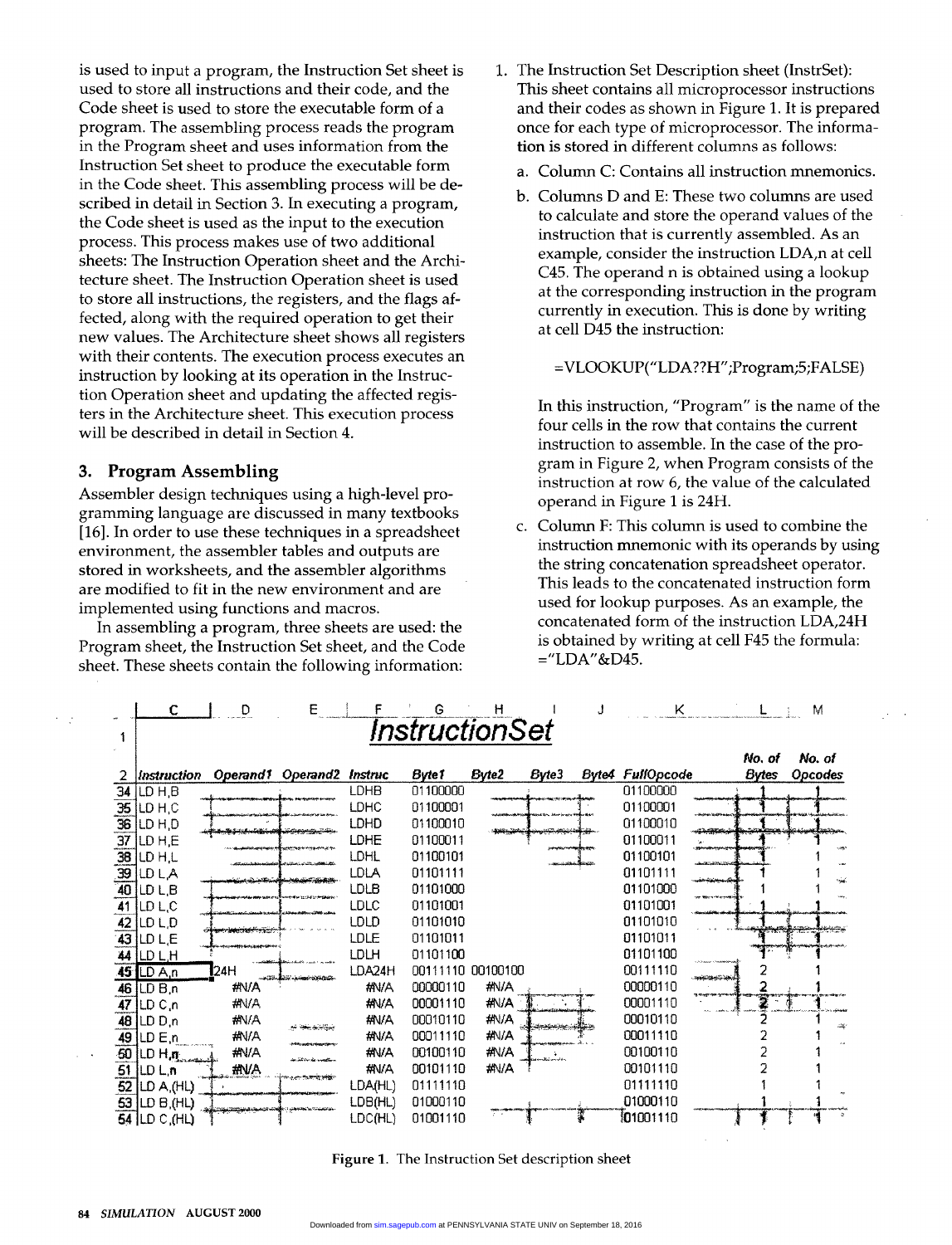is used to input a program, the Instruction Set sheet is used to store all instructions and their code, and the Code sheet is used to store the executable form of a program. The assembling process reads the program in the Program sheet and uses information from the Instruction Set sheet to produce the executable form in the Code sheet. This assembling process will be described in detail in Section 3. In executing a program, the Code sheet is used as the input to the execution process. This process makes use of two additional sheets: The Instruction Operation sheet and the Architecture sheet. The Instruction Operation sheet is used to store all instructions, the registers, and the flags affected, along with the required operation to get their new values. The Architecture sheet shows all registers with their contents. The execution process executes an instruction by looking at its operation in the Instruction Operation sheet and updating the affected registers in the Architecture sheet. This execution process will be described in detail in Section 4.

## 3. Program Assembling

Assembler design techniques using a high-level programming language are discussed in many textbooks [16]. In order to use these techniques in a spreadsheet environment, the assembler tables and outputs are stored in worksheets, and the assembler algorithms are modified to fit in the new environment and are implemented using functions and macros.

In assembling a program, three sheets are used: the Program sheet, the Instruction Set sheet, and the Code sheet. These sheets contain the following information:

1. The Instruction Set Description sheet (InstrSet): This sheet contains all microprocessor instructions and their codes as shown in Figure 1. It is prepared once for each type of microprocessor. The information is stored in different columns as follows:

   a. Column C: Contains all instruction mnemonics.

   b. Columns D and E: These two columns are used to calculate and store the operand values of the instruction that is currently assembled. As an example, consider the instruction LDA,n at cell C45. The operand n is obtained using a lookup at the corresponding instruction in the program currently in execution. This is done by writing at cell D45 the instruction:

      =VLOOKUP("LDA??H";Program;5;FALSE)

      In this instruction, "Program" is the name of the four cells in the row that contains the current instruction to assemble. In the case of the program in Figure 2, when Program consists of the instruction at row 6, the value of the calculated operand in Figure 1 is 24H.

   c. Column F: This column is used to combine the instruction mnemonic with its operands by using the string concatenation spreadsheet operator. This leads to the concatenated instruction form used for lookup purposes. As an example, the concatenated form of the instruction LDA,24H is obtained by writing at cell F45 the formula: ="LDA"&D45.

*InstructionSet*

| | C | D | E | F | G | H | I | J | K | L | M |
|---|---|---|---|---|---|---|---|---|---|---|---|
| 2 | *Instruction* | *Operand1* | *Operand2* | *Instruc* | *Byte1* | *Byte2* | *Byte3* | *Byte4* | *FullOpcode* | *No. of Bytes* | *No. of Opcodes* |
| 34 | LD H,B | | | LDHB | 01100000 | | | | 01100000 | 1 | 1 |
| 35 | LD H,C | | | LDHC | 01100001 | | | | 01100001 | 1 | 1 |
| 36 | LD H,D | | | LDHD | 01100010 | | | | 01100010 | 1 | 1 |
| 37 | LD H,E | | | LDHE | 01100011 | | | | 01100011 | 1 | 1 |
| 38 | LD H,L | | | LDHL | 01100101 | | | | 01100101 | 1 | 1 |
| 39 | LD L,A | | | LDLA | 01101111 | | | | 01101111 | 1 | 1 |
| 40 | LD L,B | | | LDLB | 01101000 | | | | 01101000 | 1 | 1 |
| 41 | LD L,C | | | LDLC | 01101001 | | | | 01101001 | 1 | 1 |
| 42 | LD L,D | | | LDLD | 01101010 | | | | 01101010 | 1 | 1 |
| 43 | LD L,E | | | LDLE | 01101011 | | | | 01101011 | 1 | 1 |
| 44 | LD L,H | | | LDLH | 01101100 | | | | 01101100 | 1 | 1 |
| 45 | LD A,n | 24H | | LDA24H | 00111110 | 00100100 | | | 00111110 | 2 | 1 |
| 46 | LD B,n | #N/A | | #N/A | 00000110 | #N/A | | | 00000110 | 2 | 1 |
| 47 | LD C,n | #N/A | | #N/A | 00001110 | #N/A | | | 00001110 | 2 | 1 |
| 48 | LD D,n | #N/A | | #N/A | 00010110 | #N/A | | | 00010110 | 2 | 1 |
| 49 | LD E,n | #N/A | | #N/A | 00011110 | #N/A | | | 00011110 | 2 | 1 |
| 50 | LD H,n | #N/A | | #N/A | 00100110 | #N/A | | | 00100110 | 2 | 1 |
| 51 | LD L,n | #N/A | | #N/A | 00101110 | #N/A | | | 00101110 | 2 | 1 |
| 52 | LD A,(HL) | | | LDA(HL) | 01111110 | | | | 01111110 | 1 | 1 |
| 53 | LD B,(HL) | | | LDB(HL) | 01000110 | | | | 01000110 | 1 | 1 |
| 54 | LD C,(HL) | | | LDC(HL) | 01001110 | | | | 01001110 | 1 | 1 |

**Figure 1.** The Instruction Set description sheet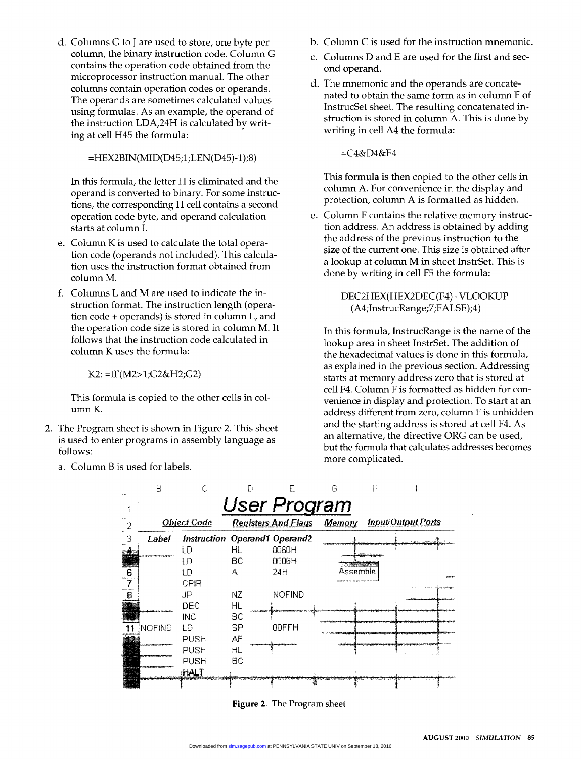d. Columns G to J are used to store, one byte per column, the binary instruction code. Column G contains the operation code obtained from the microprocessor instruction manual. The other columns contain operation codes or operands. The operands are sometimes calculated values using formulas. As an example, the operand of the instruction LDA,24H is calculated by writing at cell H45 the formula:

   =HEX2BIN(MID(D45;1;LEN(D45)-1);8)

   In this formula, the letter H is eliminated and the operand is converted to binary. For some instructions, the corresponding H cell contains a second operation code byte, and operand calculation starts at column I.

e. Column K is used to calculate the total operation code (operands not included). This calculation uses the instruction format obtained from column M.

f. Columns L and M are used to indicate the instruction format. The instruction length (operation code + operands) is stored in column L, and the operation code size is stored in column M. It follows that the instruction code calculated in column K uses the formula:

   K2: =IF(M2>1;G2&H2;G2)

   This formula is copied to the other cells in column K.

2. The Program sheet is shown in Figure 2. This sheet is used to enter programs in assembly language as follows:

   a. Column B is used for labels.

   b. Column C is used for the instruction mnemonic.

   c. Columns D and E are used for the first and second operand.

   d. The mnemonic and the operands are concatenated to obtain the same form as in column F of InstrucSet sheet. The resulting concatenated instruction is stored in column A. This is done by writing in cell A4 the formula:

      =C4&D4&E4

      This formula is then copied to the other cells in column A. For convenience in the display and protection, column A is formatted as hidden.

   e. Column F contains the relative memory instruction address. An address is obtained by adding the address of the previous instruction to the size of the current one. This size is obtained after a lookup at column M in sheet InstrSet. This is done by writing in cell F5 the formula:

      DEC2HEX(HEX2DEC(F4)+VLOOKUP (A4;InstrucRange;7;FALSE);4)

      In this formula, InstrucRange is the name of the lookup area in sheet InstrSet. The addition of the hexadecimal values is done in this formula, as explained in the previous section. Addressing starts at memory address zero that is stored at cell F4. Column F is formatted as hidden for convenience in display and protection. To start at an address different from zero, column F is unhidden and the starting address is stored at cell F4. As an alternative, the directive ORG can be used, but the formula that calculates addresses becomes more complicated.

| | B | C | D | E | G | H | I |
|---|---|---|---|---|---|---|---|
| 1 | | | User Program | | | | |
| 2 | | Object Code | Registers And Flags | | Memory | Input/Output Ports | |
| 3 | Label | Instruction | Operand1 | Operand2 | | | |
| 4 | | LD | HL | 0060H | | | |
| 5 | | LD | BC | 0006H | | | |
| 6 | | LD | A | 24H | Assemble | | |
| 7 | | CPIR | | | | | |
| 8 | | JP | NZ | NOFIND | | | |
| 9 | | DEC | HL | | | | |
| 10 | | INC | BC | | | | |
| 11 | NOFIND | LD | SP | 00FFH | | | |
| 12 | | PUSH | AF | | | | |
| 13 | | PUSH | HL | | | | |
| 14 | | PUSH | BC | | | | |
| 15 | | HALT | | | | | |

**Figure 2.** The Program sheet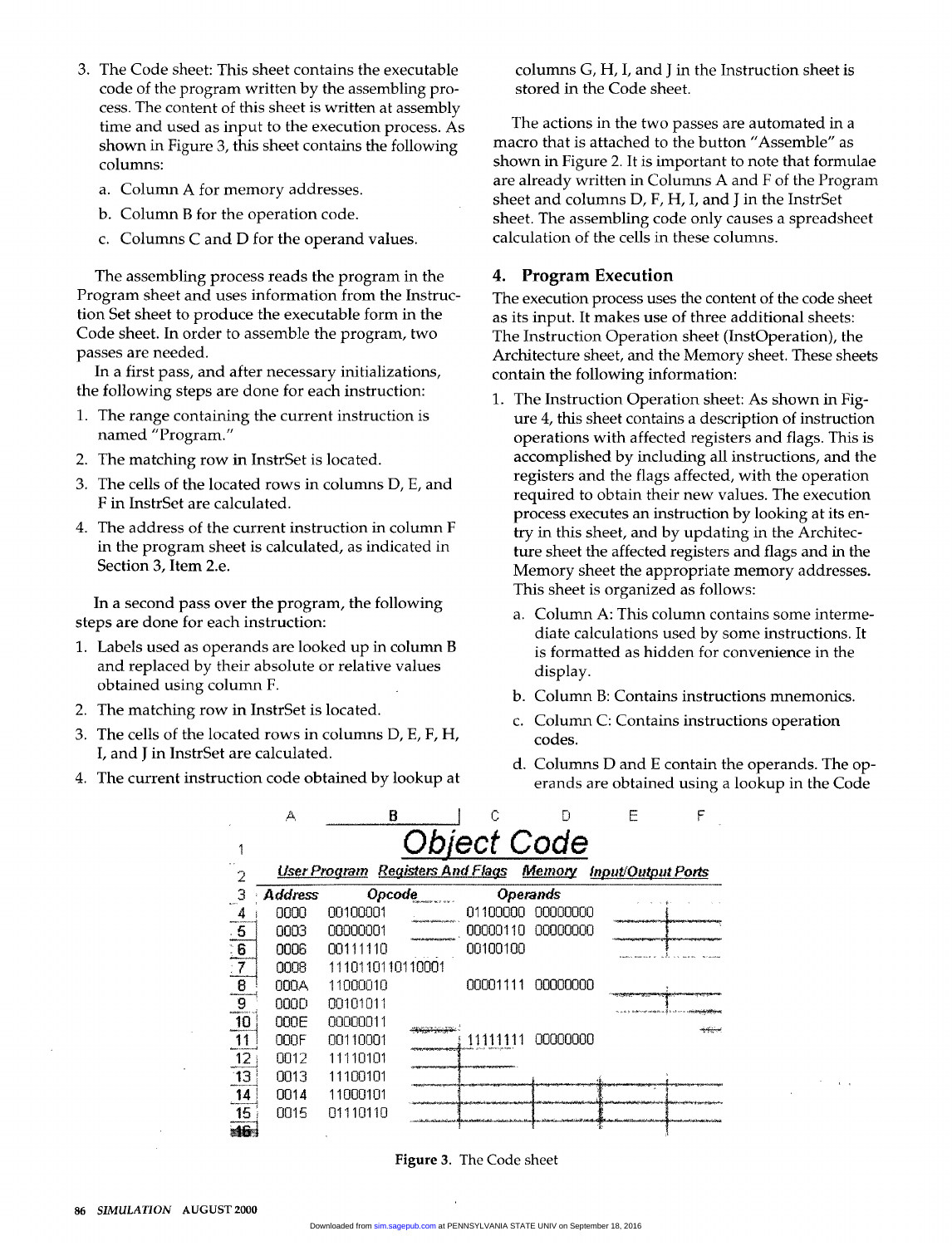3. The Code sheet: This sheet contains the executable code of the program written by the assembling process. The content of this sheet is written at assembly time and used as input to the execution process. As shown in Figure 3, this sheet contains the following columns:
   a. Column A for memory addresses.
   b. Column B for the operation code.
   c. Columns C and D for the operand values.

The assembling process reads the program in the Program sheet and uses information from the Instruction Set sheet to produce the executable form in the Code sheet. In order to assemble the program, two passes are needed.

In a first pass, and after necessary initializations, the following steps are done for each instruction:

1. The range containing the current instruction is named "Program."
2. The matching row in InstrSet is located.
3. The cells of the located rows in columns D, E, and F in InstrSet are calculated.
4. The address of the current instruction in column F in the program sheet is calculated, as indicated in Section 3, Item 2.e.

In a second pass over the program, the following steps are done for each instruction:

1. Labels used as operands are looked up in column B and replaced by their absolute or relative values obtained using column F.
2. The matching row in InstrSet is located.
3. The cells of the located rows in columns D, E, F, H, I, and J in InstrSet are calculated.
4. The current instruction code obtained by lookup at columns G, H, I, and J in the Instruction sheet is stored in the Code sheet.

The actions in the two passes are automated in a macro that is attached to the button "Assemble" as shown in Figure 2. It is important to note that formulae are already written in Columns A and F of the Program sheet and columns D, F, H, I, and J in the InstrSet sheet. The assembling code only causes a spreadsheet calculation of the cells in these columns.

## 4. Program Execution

The execution process uses the content of the code sheet as its input. It makes use of three additional sheets: The Instruction Operation sheet (InstOperation), the Architecture sheet, and the Memory sheet. These sheets contain the following information:

1. The Instruction Operation sheet: As shown in Figure 4, this sheet contains a description of instruction operations with affected registers and flags. This is accomplished by including all instructions, and the registers and the flags affected, with the operation required to obtain their new values. The execution process executes an instruction by looking at its entry in this sheet, and by updating in the Architecture sheet the affected registers and flags and in the Memory sheet the appropriate memory addresses. This sheet is organized as follows:
   a. Column A: This column contains some intermediate calculations used by some instructions. It is formatted as hidden for convenience in the display.
   b. Column B: Contains instructions mnemonics.
   c. Column C: Contains instructions operation codes.
   d. Columns D and E contain the operands. The operands are obtained using a lookup in the Code

| | A | B | C | D | E | F |
|---|---|---|---|---|---|---|
| 1 | | Object Code | | | | |
| 2 | User Program | Registers And Flags | Memory | Input/Output Ports | | |
| 3 | Address | Opcode | Operands | | | |
| 4 | 0000 | 00100001 | 01100000 | 00000000 | | |
| 5 | 0003 | 00000001 | 00000110 | 00000000 | | |
| 6 | 0006 | 00111110 | 00100100 | | | |
| 7 | 0008 | 1110110110110001 | | | | |
| 8 | 000A | 11000010 | 00001111 | 00000000 | | |
| 9 | 000D | 00101011 | | | | |
| 10 | 000E | 00000011 | | | | |
| 11 | 000F | 00110001 | 11111111 | 00000000 | | |
| 12 | 0012 | 11110101 | | | | |
| 13 | 0013 | 11100101 | | | | |
| 14 | 0014 | 11000101 | | | | |
| 15 | 0015 | 01110110 | | | | |
| 16 | | | | | | |

**Figure 3.** The Code sheet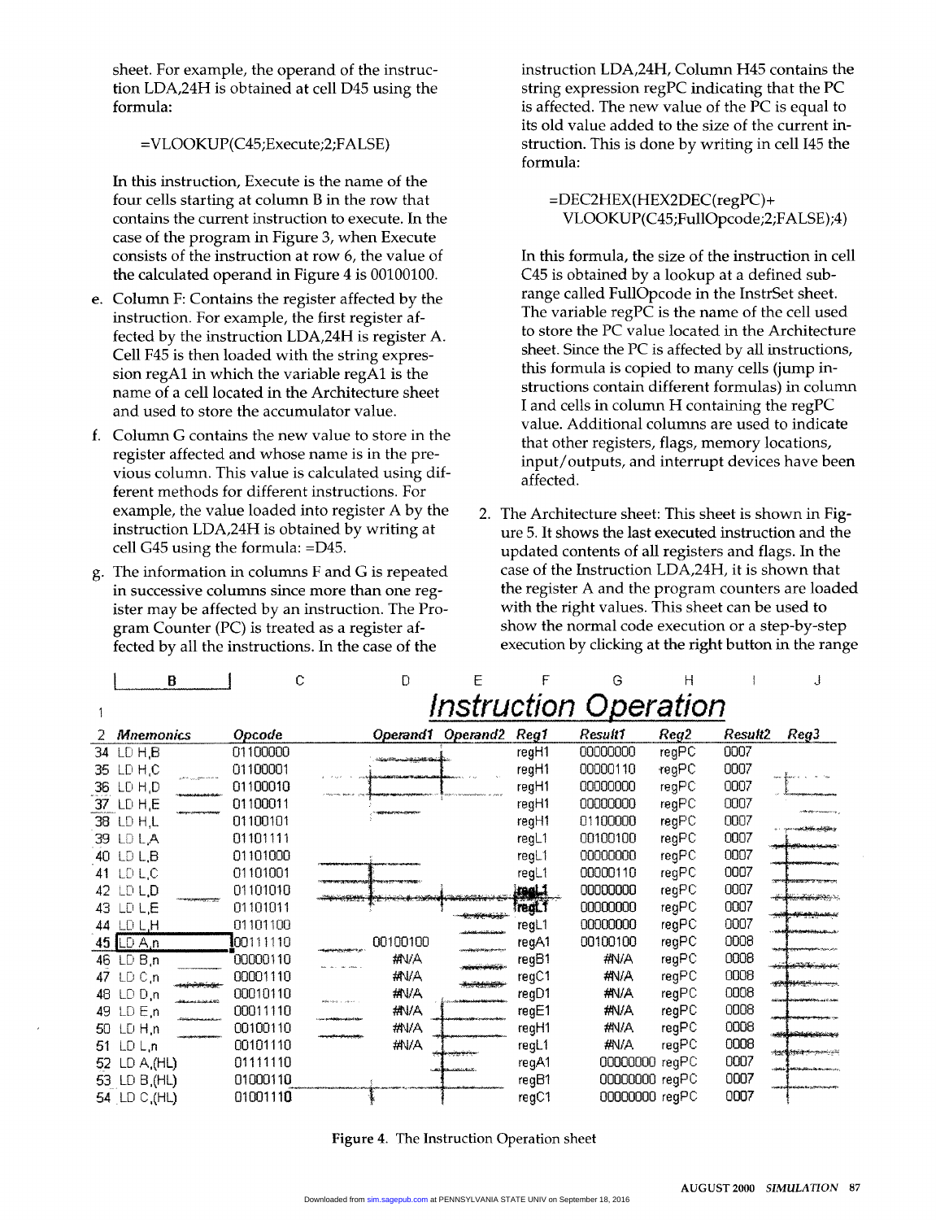sheet. For example, the operand of the instruction LDA,24H is obtained at cell D45 using the formula:

=VLOOKUP(C45;Execute;2;FALSE)

In this instruction, Execute is the name of the four cells starting at column B in the row that contains the current instruction to execute. In the case of the program in Figure 3, when Execute consists of the instruction at row 6, the value of the calculated operand in Figure 4 is 00100100.

e. Column F: Contains the register affected by the instruction. For example, the first register affected by the instruction LDA,24H is register A. Cell F45 is then loaded with the string expression regA1 in which the variable regA1 is the name of a cell located in the Architecture sheet and used to store the accumulator value.

f. Column G contains the new value to store in the register affected and whose name is in the previous column. This value is calculated using different methods for different instructions. For example, the value loaded into register A by the instruction LDA,24H is obtained by writing at cell G45 using the formula: =D45.

g. The information in columns F and G is repeated in successive columns since more than one register may be affected by an instruction. The Program Counter (PC) is treated as a register affected by all the instructions. In the case of the instruction LDA,24H, Column H45 contains the string expression regPC indicating that the PC is affected. The new value of the PC is equal to its old value added to the size of the current instruction. This is done by writing in cell I45 the formula:

=DEC2HEX(HEX2DEC(regPC)+
VLOOKUP(C45;FullOpcode;2;FALSE);4)

In this formula, the size of the instruction in cell C45 is obtained by a lookup at a defined subrange called FullOpcode in the InstrSet sheet. The variable regPC is the name of the cell used to store the PC value located in the Architecture sheet. Since the PC is affected by all instructions, this formula is copied to many cells (jump instructions contain different formulas) in column I and cells in column H containing the regPC value. Additional columns are used to indicate that other registers, flags, memory locations, input/outputs, and interrupt devices have been affected.

2. The Architecture sheet: This sheet is shown in Figure 5. It shows the last executed instruction and the updated contents of all registers and flags. In the case of the Instruction LDA,24H, it is shown that the register A and the program counters are loaded with the right values. This sheet can be used to show the normal code execution or a step-by-step execution by clicking at the right button in the range

**Instruction Operation**

| | B | C | D | E | F | G | H | I | J |
|---|---|---|---|---|---|---|---|---|---|
| 1 | | | | | | | | | |
| 2 | *Mnemonics* | *Opcode* | *Operand1* | *Operand2* | *Reg1* | *Result1* | *Reg2* | *Result2* | *Reg3* |
| 34 | LD H,B | 01100000 | | | regH1 | 00000000 | regPC | 0007 | |
| 35 | LD H,C | 01100001 | | | regH1 | 00000110 | regPC | 0007 | |
| 36 | LD H,D | 01100010 | | | regH1 | 00000000 | regPC | 0007 | |
| 37 | LD H,E | 01100011 | | | regH1 | 00000000 | regPC | 0007 | |
| 38 | LD H,L | 01100101 | | | regH1 | 01100000 | regPC | 0007 | |
| 39 | LD L,A | 01101111 | | | regL1 | 00100100 | regPC | 0007 | |
| 40 | LD L,B | 01101000 | | | regL1 | 00000000 | regPC | 0007 | |
| 41 | LD L,C | 01101001 | | | regL1 | 00000110 | regPC | 0007 | |
| 42 | LD L,D | 01101010 | | | regL1 | 00000000 | regPC | 0007 | |
| 43 | LD L,E | 01101011 | | | regL1 | 00000000 | regPC | 0007 | |
| 44 | LD L,H | 01101100 | | | regL1 | 00000000 | regPC | 0007 | |
| 45 | LD A,n | 00111110 | 00100100 | | regA1 | 00100100 | regPC | 0008 | |
| 46 | LD B,n | 00000110 | #N/A | | regB1 | #N/A | regPC | 0008 | |
| 47 | LD C,n | 00001110 | #N/A | | regC1 | #N/A | regPC | 0008 | |
| 48 | LD D,n | 00010110 | #N/A | | regD1 | #N/A | regPC | 0008 | |
| 49 | LD E,n | 00011110 | #N/A | | regE1 | #N/A | regPC | 0008 | |
| 50 | LD H,n | 00100110 | #N/A | | regH1 | #N/A | regPC | 0008 | |
| 51 | LD L,n | 00101110 | #N/A | | regL1 | #N/A | regPC | 0008 | |
| 52 | LD A,(HL) | 01111110 | | | regA1 | 00000000 | regPC | 0007 | |
| 53 | LD B,(HL) | 01000110 | | | regB1 | 00000000 | regPC | 0007 | |
| 54 | LD C,(HL) | 01001110 | | | regC1 | 00000000 | regPC | 0007 | |

**Figure 4.** The Instruction Operation sheet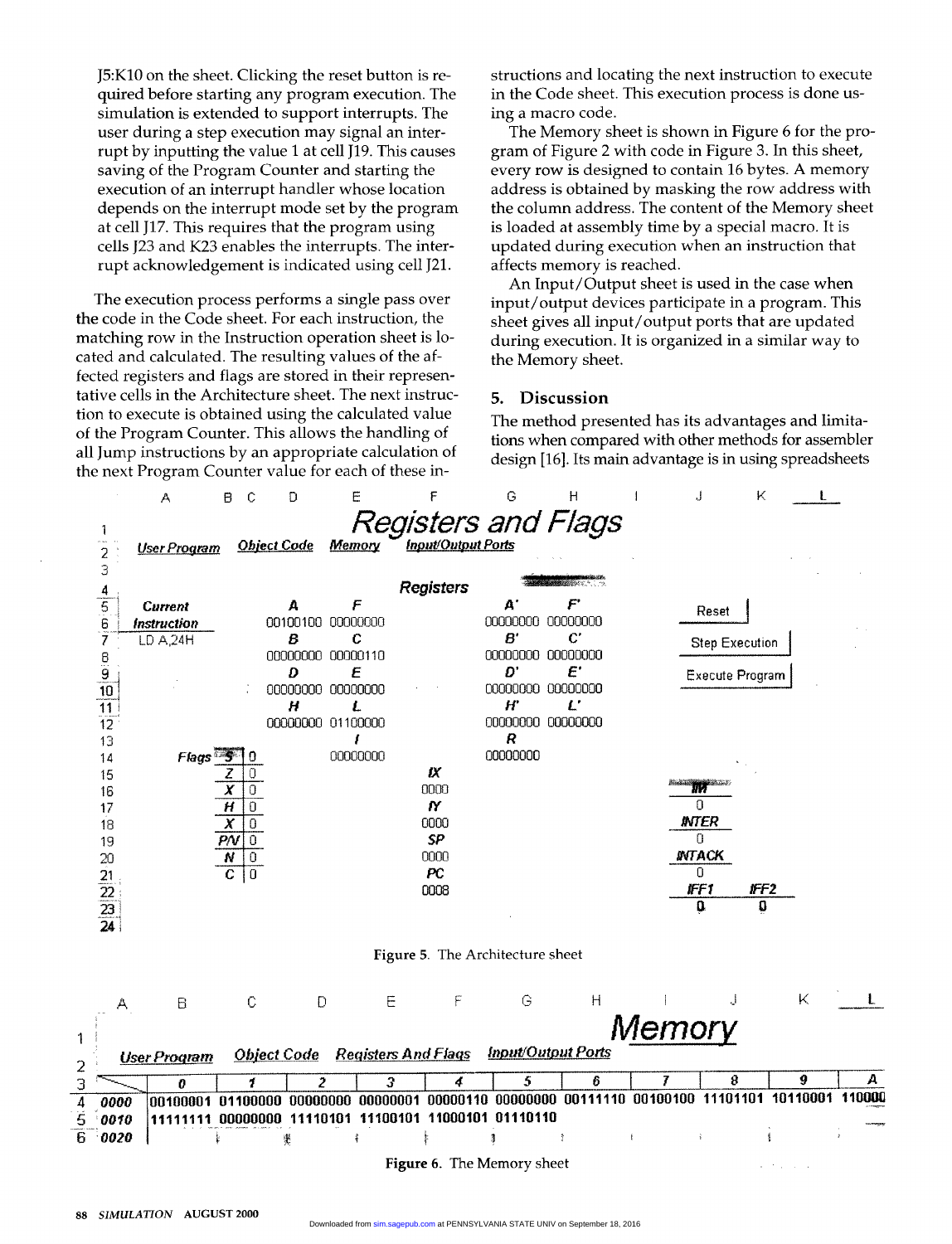J5:K10 on the sheet. Clicking the reset button is required before starting any program execution. The simulation is extended to support interrupts. The user during a step execution may signal an interrupt by inputting the value 1 at cell J19. This causes saving of the Program Counter and starting the execution of an interrupt handler whose location depends on the interrupt mode set by the program at cell J17. This requires that the program using cells J23 and K23 enables the interrupts. The interrupt acknowledgement is indicated using cell J21.

The execution process performs a single pass over the code in the Code sheet. For each instruction, the matching row in the Instruction operation sheet is located and calculated. The resulting values of the affected registers and flags are stored in their representative cells in the Architecture sheet. The next instruction to execute is obtained using the calculated value of the Program Counter. This allows the handling of all Jump instructions by an appropriate calculation of the next Program Counter value for each of these instructions and locating the next instruction to execute in the Code sheet. This execution process is done using a macro code.

The Memory sheet is shown in Figure 6 for the program of Figure 2 with code in Figure 3. In this sheet, every row is designed to contain 16 bytes. A memory address is obtained by masking the row address with the column address. The content of the Memory sheet is loaded at assembly time by a special macro. It is updated during execution when an instruction that affects memory is reached.

An Input/Output sheet is used in the case when input/output devices participate in a program. This sheet gives all input/output ports that are updated during execution. It is organized in a similar way to the Memory sheet.

## 5. Discussion

The method presented has its advantages and limitations when compared with other methods for assembler design [16]. Its main advantage is in using spreadsheets

| | A | B | C | D | E | F | G | H | I | J | K | L |
|---|---|---|---|---|---|---|---|---|---|---|---|---|
| 1 | | | | | Registers and Flags | | | | | | | |
| 2 | User Program | | Object Code | | Memory | Input/Output Ports | | | | | | |
| 3 | | | | | | | | | | | | |
| 4 | | | | | | Registers | | | | | | |
| 5 | Current | | | A | F | | A' | F' | | Reset | | |
| 6 | Instruction | | | 00100100 | 00000000 | | 00000000 | 00000000 | | | | |
| 7 | LD A,24H | | | B | C | | B' | C' | | Step Execution | | |
| 8 | | | | 00000000 | 00000110 | | 00000000 | 00000000 | | | | |
| 9 | | | | D | E | | D' | E' | | Execute Program | | |
| 10 | | | | 00000000 | 00000000 | | 00000000 | 00000000 | | | | |
| 11 | | | | H | L | | H' | L' | | | | |
| 12 | | | | 00000000 | 01100000 | | 00000000 | 00000000 | | | | |
| 13 | | | | | I | | R | | | | | |
| 14 | | Flags | S | 0 | 00000000 | | 00000000 | | | | | |
| 15 | | | Z | 0 | | IX | | | | | | |
| 16 | | | X | 0 | | 0000 | | | | IM | | |
| 17 | | | H | 0 | | IY | | | | 0 | | |
| 18 | | | X | 0 | | 0000 | | | | INTER | | |
| 19 | | | P/V | 0 | | SP | | | | 0 | | |
| 20 | | | N | 0 | | 0000 | | | | INTACK | | |
| 21 | | | C | 0 | | PC | | | | 0 | | |
| 22 | | | | | | 0008 | | | | IFF1 | IFF2 | |
| 23 | | | | | | | | | | 0 | 0 | |
| 24 | | | | | | | | | | | | |

**Figure 5.** The Architecture sheet

| | A | B | C | D | E | F | G | H | I | J | K | L |
|---|---|---|---|---|---|---|---|---|---|---|---|---|
| 1 | | | | | | | | | Memory | | | |
| 2 | User Program | | Object Code | | Registers And Flags | | Input/Output Ports | | | | | |
| 3 | | 0 | 1 | 2 | 3 | 4 | 5 | 6 | 7 | 8 | 9 | A |
| 4 | 0000 | 00100001 | 01100000 | 00000000 | 00000001 | 00000110 | 00000000 | 00111110 | 00100100 | 11101101 | 10110001 | 110000 |
| 5 | 0010 | 11111111 | 00000000 | 11110101 | 11100101 | 11000101 | 01110110 | | | | | |
| 6 | 0020 | | | | | | | | | | | |

**Figure 6.** The Memory sheet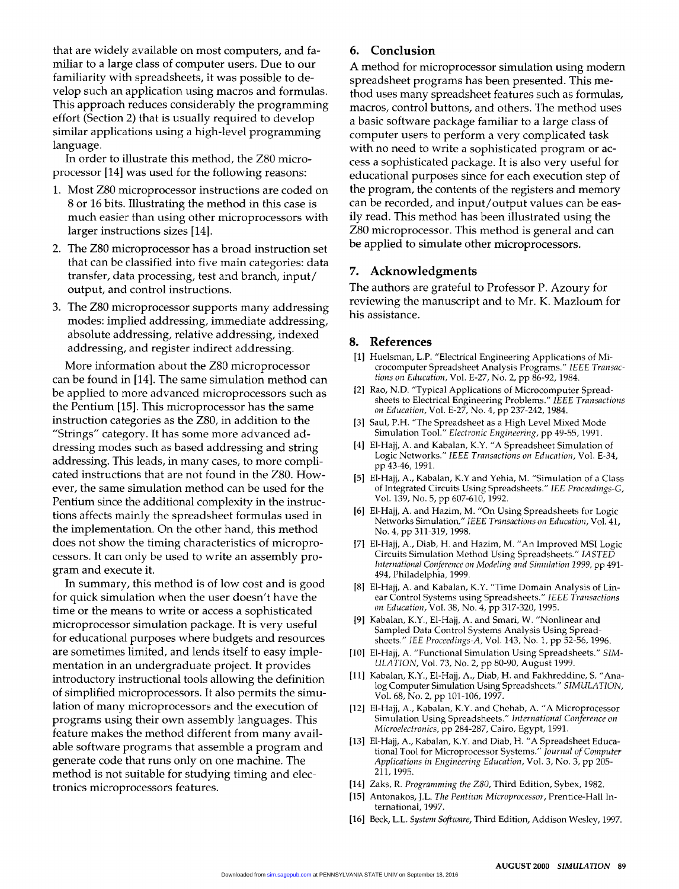that are widely available on most computers, and familiar to a large class of computer users. Due to our familiarity with spreadsheets, it was possible to develop such an application using macros and formulas. This approach reduces considerably the programming effort (Section 2) that is usually required to develop similar applications using a high-level programming language.

In order to illustrate this method, the Z80 microprocessor [14] was used for the following reasons:

1. Most Z80 microprocessor instructions are coded on 8 or 16 bits. Illustrating the method in this case is much easier than using other microprocessors with larger instructions sizes [14].
2. The Z80 microprocessor has a broad instruction set that can be classified into five main categories: data transfer, data processing, test and branch, input/output, and control instructions.
3. The Z80 microprocessor supports many addressing modes: implied addressing, immediate addressing, absolute addressing, relative addressing, indexed addressing, and register indirect addressing.

More information about the Z80 microprocessor can be found in [14]. The same simulation method can be applied to more advanced microprocessors such as the Pentium [15]. This microprocessor has the same instruction categories as the Z80, in addition to the "Strings" category. It has some more advanced addressing modes such as based addressing and string addressing. This leads, in many cases, to more complicated instructions that are not found in the Z80. However, the same simulation method can be used for the Pentium since the additional complexity in the instructions affects mainly the spreadsheet formulas used in the implementation. On the other hand, this method does not show the timing characteristics of microprocessors. It can only be used to write an assembly program and execute it.

In summary, this method is of low cost and is good for quick simulation when the user doesn't have the time or the means to write or access a sophisticated microprocessor simulation package. It is very useful for educational purposes where budgets and resources are sometimes limited, and lends itself to easy implementation in an undergraduate project. It provides introductory instructional tools allowing the definition of simplified microprocessors. It also permits the simulation of many microprocessors and the execution of programs using their own assembly languages. This feature makes the method different from many available software programs that assemble a program and generate code that runs only on one machine. The method is not suitable for studying timing and electronics microprocessors features.

## 6. Conclusion

A method for microprocessor simulation using modern spreadsheet programs has been presented. This method uses many spreadsheet features such as formulas, macros, control buttons, and others. The method uses a basic software package familiar to a large class of computer users to perform a very complicated task with no need to write a sophisticated program or access a sophisticated package. It is also very useful for educational purposes since for each execution step of the program, the contents of the registers and memory can be recorded, and input/output values can be easily read. This method has been illustrated using the Z80 microprocessor. This method is general and can be applied to simulate other microprocessors.

## 7. Acknowledgments

The authors are grateful to Professor P. Azoury for reviewing the manuscript and to Mr. K. Mazloum for his assistance.

## 8. References

[1] Huelsman, L.P. "Electrical Engineering Applications of Microcomputer Spreadsheet Analysis Programs." *IEEE Transactions on Education*, Vol. E-27, No. 2, pp 86-92, 1984.

[2] Rao, N.D. "Typical Applications of Microcomputer Spreadsheets to Electrical Engineering Problems." *IEEE Transactions on Education*, Vol. E-27, No. 4, pp 237-242, 1984.

[3] Saul, P.H. "The Spreadsheet as a High Level Mixed Mode Simulation Tool." *Electronic Engineering*, pp 49-55, 1991.

[4] El-Hajj, A. and Kabalan, K.Y. "A Spreadsheet Simulation of Logic Networks." *IEEE Transactions on Education*, Vol. E-34, pp 43-46, 1991.

[5] El-Hajj, A., Kabalan, K.Y and Yehia, M. "Simulation of a Class of Integrated Circuits Using Spreadsheets." *IEE Proceedings-G*, Vol. 139, No. 5, pp 607-610, 1992.

[6] El-Hajj, A. and Hazim, M. "On Using Spreadsheets for Logic Networks Simulation." *IEEE Transactions on Education*, Vol. 41, No. 4, pp 311-319, 1998.

[7] El-Hajj, A., Diab, H. and Hazim, M. "An Improved MSI Logic Circuits Simulation Method Using Spreadsheets." *IASTED International Conference on Modeling and Simulation 1999*, pp 491-494, Philadelphia, 1999.

[8] El-Hajj, A. and Kabalan, K.Y. "Time Domain Analysis of Linear Control Systems using Spreadsheets." *IEEE Transactions on Education*, Vol. 38, No. 4, pp 317-320, 1995.

[9] Kabalan, K.Y., El-Hajj, A. and Smari, W. "Nonlinear and Sampled Data Control Systems Analysis Using Spreadsheets." *IEE Proceedings-A*, Vol. 143, No. 1, pp 52-56, 1996.

[10] El-Hajj, A. "Functional Simulation Using Spreadsheets." *SIMULATION*, Vol. 73, No. 2, pp 80-90, August 1999.

[11] Kabalan, K.Y., El-Hajj, A., Diab, H. and Fakhreddine, S. "Analog Computer Simulation Using Spreadsheets." *SIMULATION*, Vol. 68, No. 2, pp 101-106, 1997.

[12] El-Hajj, A., Kabalan, K.Y. and Chehab, A. "A Microprocessor Simulation Using Spreadsheets." *International Conference on Microelectronics*, pp 284-287, Cairo, Egypt, 1991.

[13] El-Hajj, A., Kabalan, K.Y. and Diab, H. "A Spreadsheet Educational Tool for Microprocessor Systems." *Journal of Computer Applications in Engineering Education*, Vol. 3, No. 3, pp 205-211, 1995.

[14] Zaks, R. *Programming the Z80*, Third Edition, Sybex, 1982.

[15] Antonakos, J.L. *The Pentium Microprocessor*, Prentice-Hall International, 1997.

[16] Beck, L.L. *System Software*, Third Edition, Addison Wesley, 1997.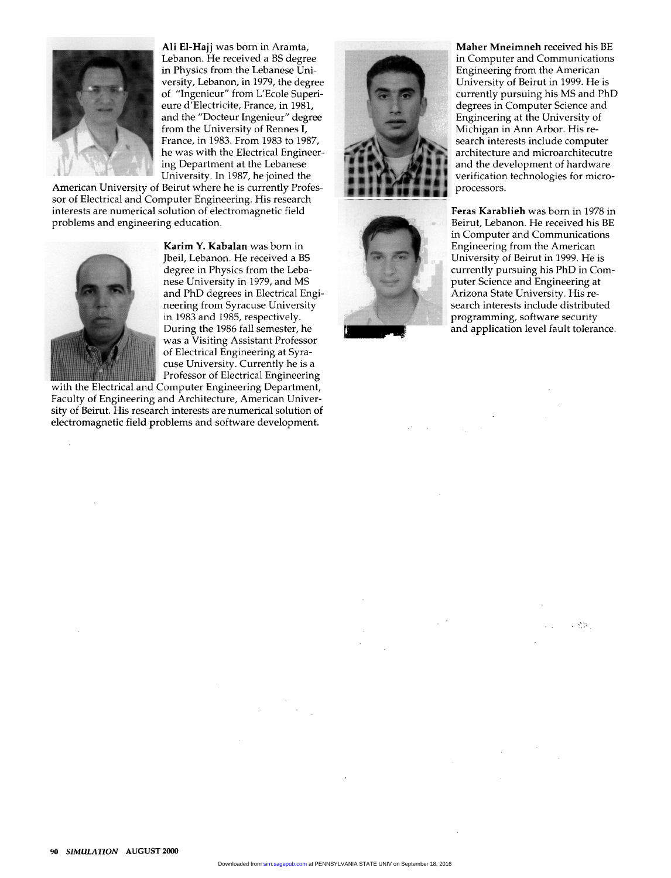**Ali El-Hajj** was born in Aramta, Lebanon. He received a BS degree in Physics from the Lebanese University, Lebanon, in 1979, the degree of "Ingenieur" from L'Ecole Superieure d'Electricite, France, in 1981, and the "Docteur Ingenieur" degree from the University of Rennes I, France, in 1983. From 1983 to 1987, he was with the Electrical Engineering Department at the Lebanese University. In 1987, he joined the American University of Beirut where he is currently Professor of Electrical and Computer Engineering. His research interests are numerical solution of electromagnetic field problems and engineering education.

**Karim Y. Kabalan** was born in Jbeil, Lebanon. He received a BS degree in Physics from the Lebanese University in 1979, and MS and PhD degrees in Electrical Engineering from Syracuse University in 1983 and 1985, respectively. During the 1986 fall semester, he was a Visiting Assistant Professor of Electrical Engineering at Syracuse University. Currently he is a Professor of Electrical Engineering with the Electrical and Computer Engineering Department, Faculty of Engineering and Architecture, American University of Beirut. His research interests are numerical solution of electromagnetic field problems and software development.

**Maher Mneimneh** received his BE in Computer and Communications Engineering from the American University of Beirut in 1999. He is currently pursuing his MS and PhD degrees in Computer Science and Engineering at the University of Michigan in Ann Arbor. His research interests include computer architecture and microarchitecutre and the development of hardware verification technologies for microprocessors.

**Feras Karablieh** was born in 1978 in Beirut, Lebanon. He received his BE in Computer and Communications Engineering from the American University of Beirut in 1999. He is currently pursuing his PhD in Computer Science and Engineering at Arizona State University. His research interests include distributed programming, software security and application level fault tolerance.